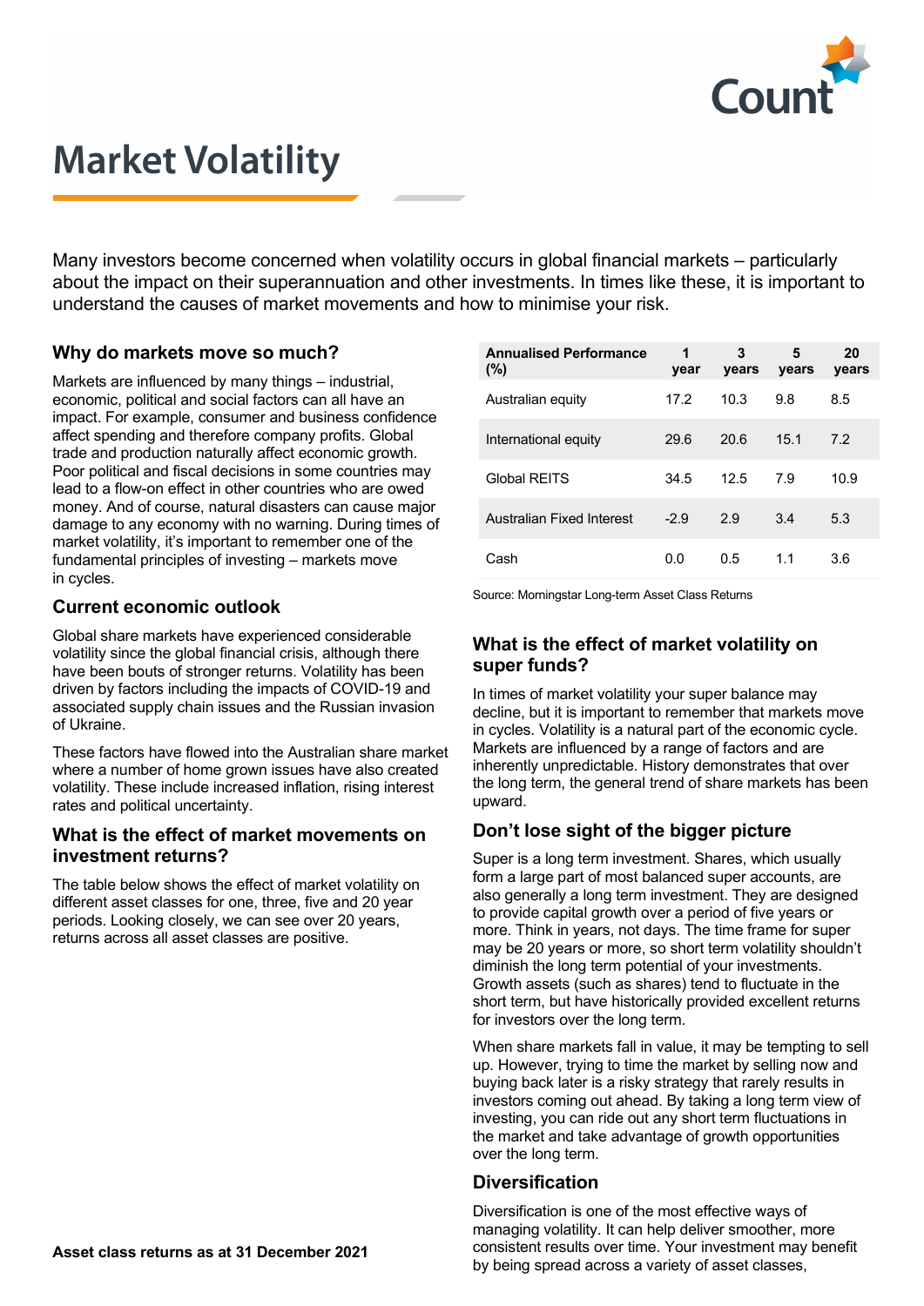# Market Volatility

Many investors become concerned when volatility occurs in global financial markets – particularly about the impact on their superannuation and other investments. In times like these, it is important to understand the causes of market movements and how to minimise your risk.

## Why do markets move so much?

Markets are influenced by many things – industrial, economic, political and social factors can all have an impact. For example, consumer and business confidence affect spending and therefore company profits. Global trade and production naturally affect economic growth. Poor political and fiscal decisions in some countries may lead to a flow-on effect in other countries who are owed money. And of course, natural disasters can cause major damage to any economy with no warning. During times of market volatility, it's important to remember one of the fundamental principles of investing – markets move in cycles.

## Current economic outlook

Global share markets have experienced considerable volatility since the global financial crisis, although there have been bouts of stronger returns. Volatility has been driven by factors including the impacts of COVID-19 and associated supply chain issues and the Russian invasion of Ukraine.

These factors have flowed into the Australian share market where a number of home grown issues have also created volatility. These include increased inflation, rising interest rates and political uncertainty.

## What is the effect of market movements on investment returns?

The table below shows the effect of market volatility on different asset classes for one, three, five and 20 year periods. Looking closely, we can see over 20 years, returns across all asset classes are positive.

**Asset class returns as at 31 December 2021**

| Annualised Performance (%) | 1 year | 3 years | 5 years | 20 years |
|---|---|---|---|---|
| Australian equity | 17.2 | 10.3 | 9.8 | 8.5 |
| International equity | 29.6 | 20.6 | 15.1 | 7.2 |
| Global REITS | 34.5 | 12.5 | 7.9 | 10.9 |
| Australian Fixed Interest | -2.9 | 2.9 | 3.4 | 5.3 |
| Cash | 0.0 | 0.5 | 1.1 | 3.6 |

Source: Morningstar Long-term Asset Class Returns

## What is the effect of market volatility on super funds?

In times of market volatility your super balance may decline, but it is important to remember that markets move in cycles. Volatility is a natural part of the economic cycle. Markets are influenced by a range of factors and are inherently unpredictable. History demonstrates that over the long term, the general trend of share markets has been upward.

## Don't lose sight of the bigger picture

Super is a long term investment. Shares, which usually form a large part of most balanced super accounts, are also generally a long term investment. They are designed to provide capital growth over a period of five years or more. Think in years, not days. The time frame for super may be 20 years or more, so short term volatility shouldn't diminish the long term potential of your investments. Growth assets (such as shares) tend to fluctuate in the short term, but have historically provided excellent returns for investors over the long term.

When share markets fall in value, it may be tempting to sell up. However, trying to time the market by selling now and buying back later is a risky strategy that rarely results in investors coming out ahead. By taking a long term view of investing, you can ride out any short term fluctuations in the market and take advantage of growth opportunities over the long term.

## Diversification

Diversification is one of the most effective ways of managing volatility. It can help deliver smoother, more consistent results over time. Your investment may benefit by being spread across a variety of asset classes,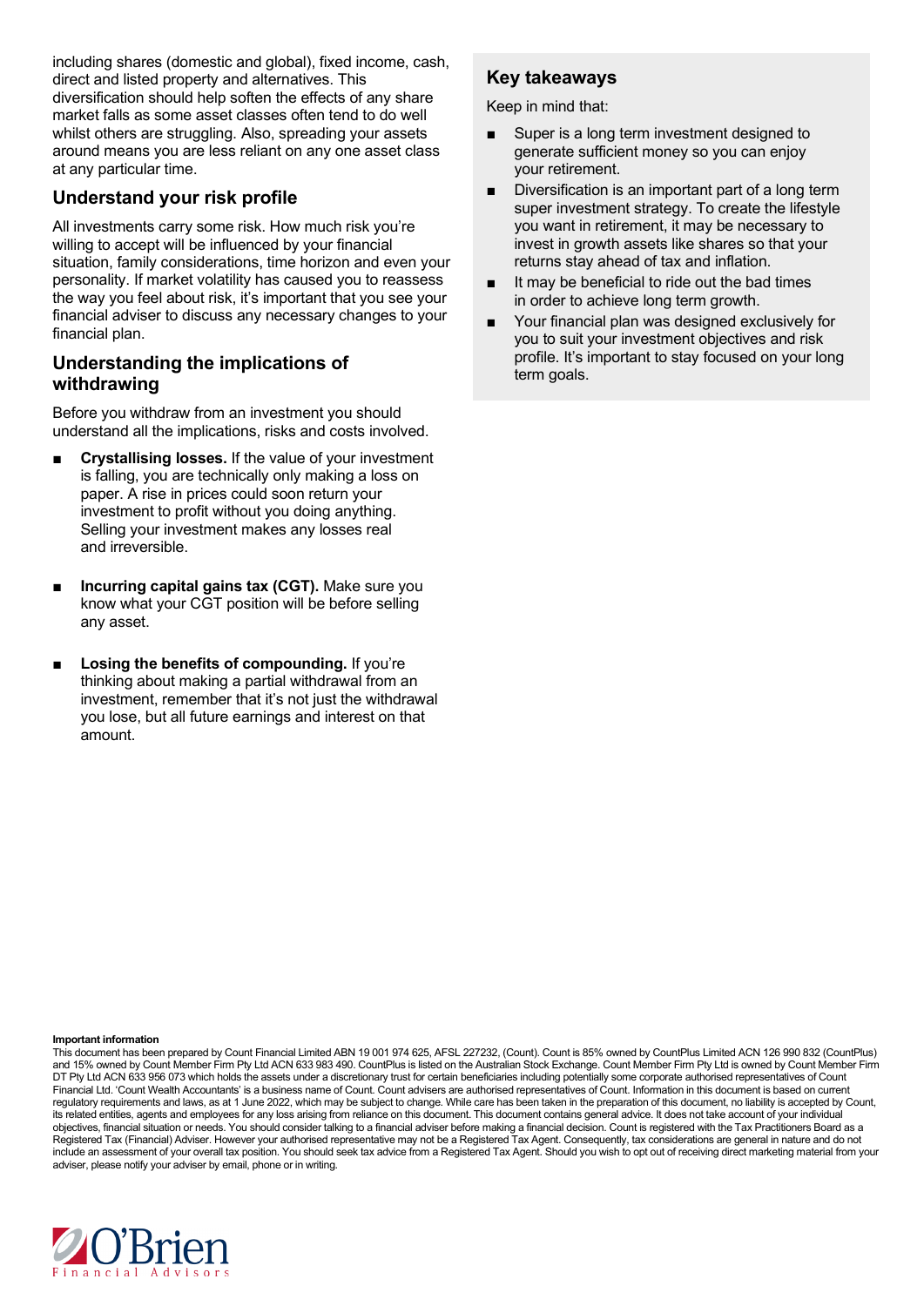including shares (domestic and global), fixed income, cash, direct and listed property and alternatives. This diversification should help soften the effects of any share market falls as some asset classes often tend to do well whilst others are struggling. Also, spreading your assets around means you are less reliant on any one asset class at any particular time.

## Understand your risk profile

All investments carry some risk. How much risk you're willing to accept will be influenced by your financial situation, family considerations, time horizon and even your personality. If market volatility has caused you to reassess the way you feel about risk, it's important that you see your financial adviser to discuss any necessary changes to your financial plan.

## Understanding the implications of withdrawing

Before you withdraw from an investment you should understand all the implications, risks and costs involved.

- **Crystallising losses.** If the value of your investment is falling, you are technically only making a loss on paper. A rise in prices could soon return your investment to profit without you doing anything. Selling your investment makes any losses real and irreversible.
- **Incurring capital gains tax (CGT).** Make sure you know what your CGT position will be before selling any asset.
- **Losing the benefits of compounding.** If you're thinking about making a partial withdrawal from an investment, remember that it's not just the withdrawal you lose, but all future earnings and interest on that amount.

## Key takeaways

Keep in mind that:

- Super is a long term investment designed to generate sufficient money so you can enjoy your retirement.
- Diversification is an important part of a long term super investment strategy. To create the lifestyle you want in retirement, it may be necessary to invest in growth assets like shares so that your returns stay ahead of tax and inflation.
- It may be beneficial to ride out the bad times in order to achieve long term growth.
- Your financial plan was designed exclusively for you to suit your investment objectives and risk profile. It's important to stay focused on your long term goals.

**Important information**

This document has been prepared by Count Financial Limited ABN 19 001 974 625, AFSL 227232, (Count). Count is 85% owned by CountPlus Limited ACN 126 990 832 (CountPlus) and 15% owned by Count Member Firm Pty Ltd ACN 633 983 490. CountPlus is listed on the Australian Stock Exchange. Count Member Firm Pty Ltd is owned by Count Member Firm DT Pty Ltd ACN 633 956 073 which holds the assets under a discretionary trust for certain beneficiaries including potentially some corporate authorised representatives of Count Financial Ltd. 'Count Wealth Accountants' is a business name of Count. Count advisers are authorised representatives of Count. Information in this document is based on current regulatory requirements and laws, as at 1 June 2022, which may be subject to change. While care has been taken in the preparation of this document, no liability is accepted by Count, its related entities, agents and employees for any loss arising from reliance on this document. This document contains general advice. It does not take account of your individual objectives, financial situation or needs. You should consider talking to a financial adviser before making a financial decision. Count is registered with the Tax Practitioners Board as a Registered Tax (Financial) Adviser. However your authorised representative may not be a Registered Tax Agent. Consequently, tax considerations are general in nature and do not include an assessment of your overall tax position. You should seek tax advice from a Registered Tax Agent. Should you wish to opt out of receiving direct marketing material from your adviser, please notify your adviser by email, phone or in writing.

O'Brien
Financial Advisors